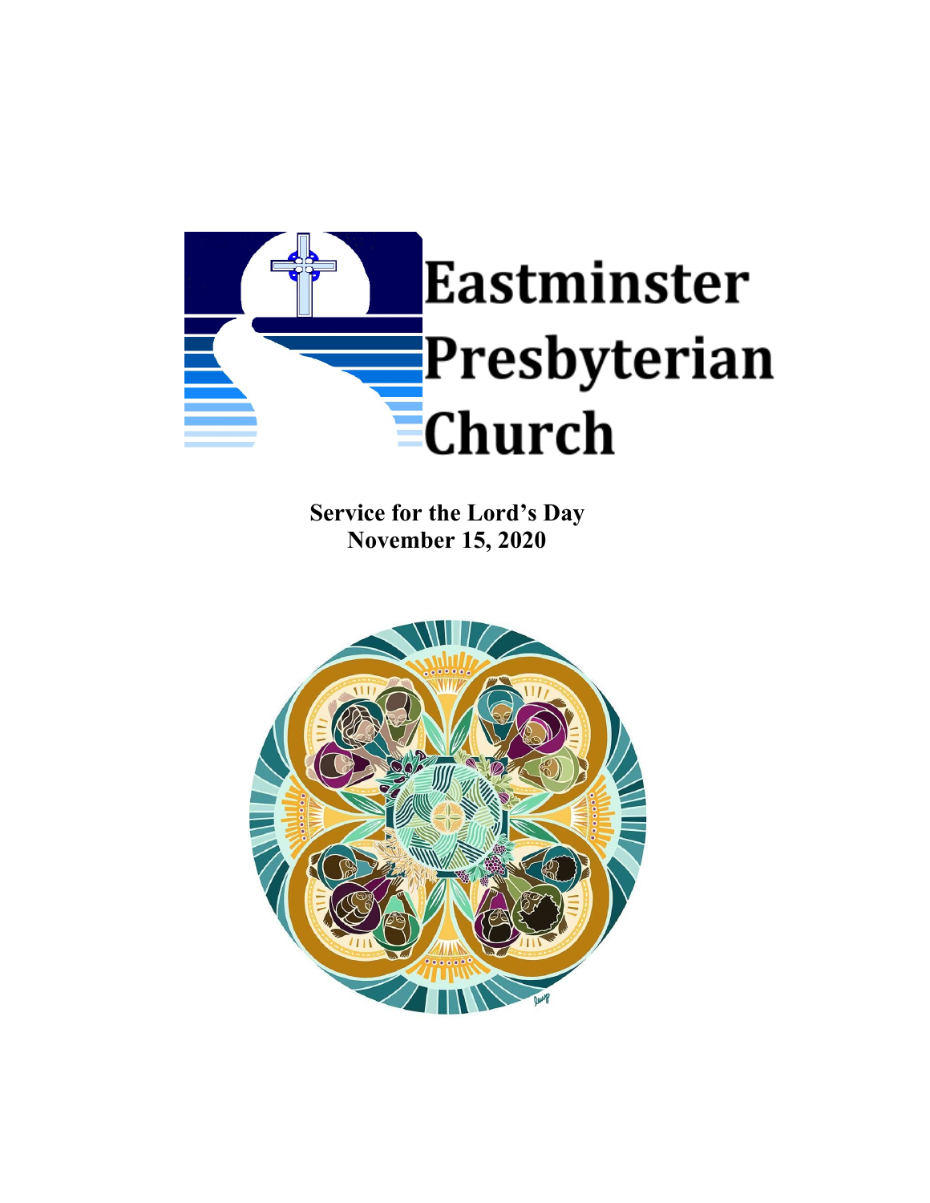Eastminster Presbyterian Church

**Service for the Lord's Day**
**November 15, 2020**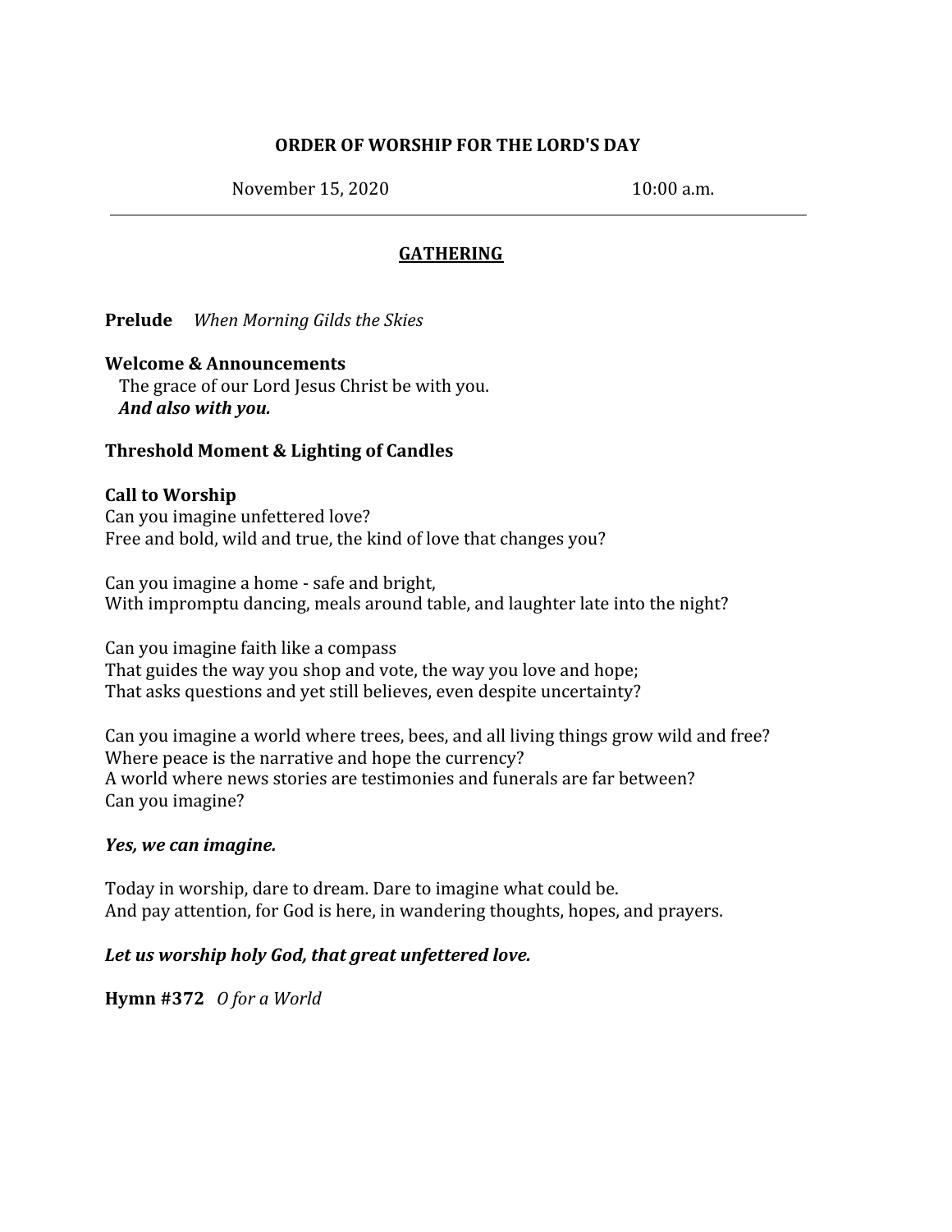**ORDER OF WORSHIP FOR THE LORD'S DAY**

November 15, 2020 10:00 a.m.

---

**GATHERING**

**Prelude** *When Morning Gilds the Skies*

**Welcome & Announcements**
The grace of our Lord Jesus Christ be with you.
***And also with you.***

**Threshold Moment & Lighting of Candles**

**Call to Worship**
Can you imagine unfettered love?
Free and bold, wild and true, the kind of love that changes you?

Can you imagine a home - safe and bright,
With impromptu dancing, meals around table, and laughter late into the night?

Can you imagine faith like a compass
That guides the way you shop and vote, the way you love and hope;
That asks questions and yet still believes, even despite uncertainty?

Can you imagine a world where trees, bees, and all living things grow wild and free?
Where peace is the narrative and hope the currency?
A world where news stories are testimonies and funerals are far between?
Can you imagine?

***Yes, we can imagine.***

Today in worship, dare to dream. Dare to imagine what could be.
And pay attention, for God is here, in wandering thoughts, hopes, and prayers.

***Let us worship holy God, that great unfettered love.***

**Hymn #372** *O for a World*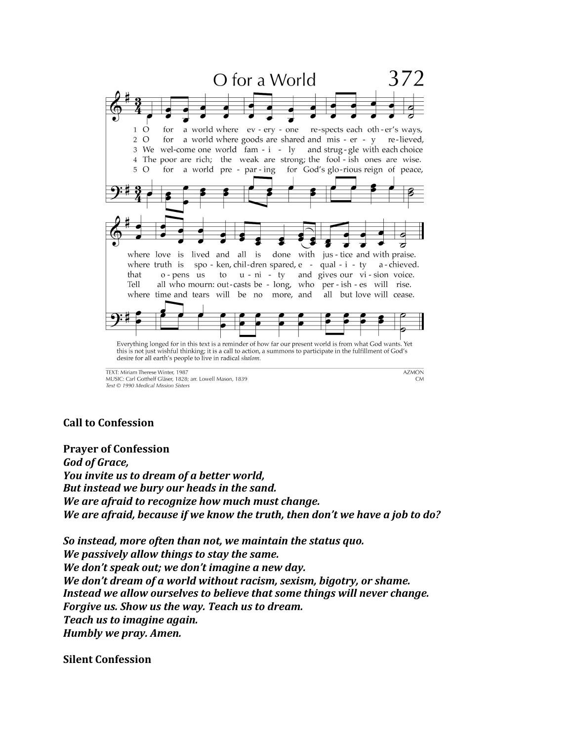## O for a World 372

1 O for a world where every-one respects each other's ways, where love is lived and all is done with justice and with praise.

2 O for a world where goods are shared and misery relieved, where truth is spoken, children spared, equality achieved.

3 We welcome one world family and struggle with each choice that opens us to unity and gives our vision voice.

4 The poor are rich; the weak are strong; the foolish ones are wise. Tell all who mourn: outcasts belong, who perishes will rise.

5 O for a world preparing for God's glorious reign of peace, where time and tears will be no more, and all but love will cease.

Everything longed for in this text is a reminder of how far our present world is from what God wants. Yet this is not just wishful thinking; it is a call to action, a summons to participate in the fulfillment of God's desire for all earth's people to live in radical *shalom.*

TEXT: Miriam Therese Winter, 1987
MUSIC: Carl Gotthelf Gläser, 1828; arr. Lowell Mason, 1839
*Text © 1990 Medical Mission Sisters*

AZMON
CM

**Call to Confession**

**Prayer of Confession**
***God of Grace,***
***You invite us to dream of a better world,***
***But instead we bury our heads in the sand.***
***We are afraid to recognize how much must change.***
***We are afraid, because if we know the truth, then don't we have a job to do?***

***So instead, more often than not, we maintain the status quo.***
***We passively allow things to stay the same.***
***We don't speak out; we don't imagine a new day.***
***We don't dream of a world without racism, sexism, bigotry, or shame.***
***Instead we allow ourselves to believe that some things will never change.***
***Forgive us. Show us the way. Teach us to dream.***
***Teach us to imagine again.***
***Humbly we pray. Amen.***

**Silent Confession**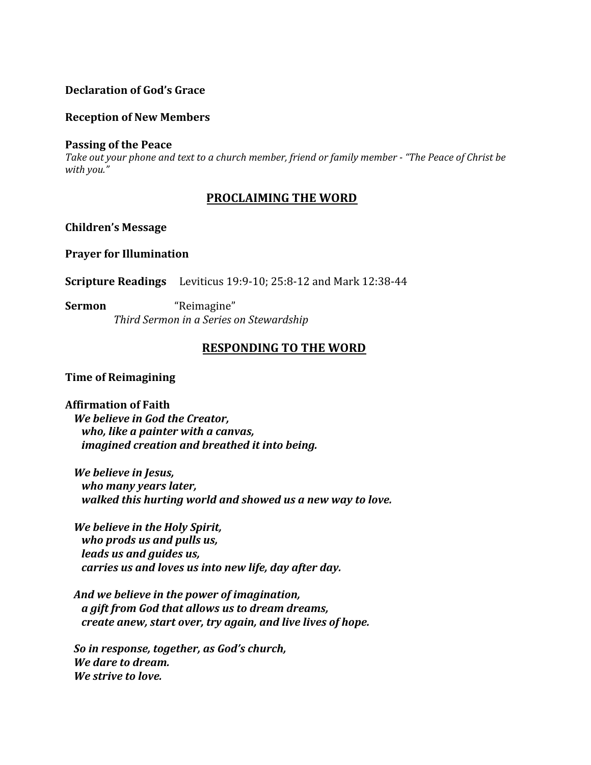**Declaration of God's Grace**

**Reception of New Members**

**Passing of the Peace**
*Take out your phone and text to a church member, friend or family member - "The Peace of Christ be with you."*

## PROCLAIMING THE WORD

**Children's Message**

**Prayer for Illumination**

**Scripture Readings** Leviticus 19:9-10; 25:8-12 and Mark 12:38-44

**Sermon** "Reimagine"
*Third Sermon in a Series on Stewardship*

## RESPONDING TO THE WORD

**Time of Reimagining**

**Affirmation of Faith**

***We believe in God the Creator,***
***who, like a painter with a canvas,***
***imagined creation and breathed it into being.***

***We believe in Jesus,***
***who many years later,***
***walked this hurting world and showed us a new way to love.***

***We believe in the Holy Spirit,***
***who prods us and pulls us,***
***leads us and guides us,***
***carries us and loves us into new life, day after day.***

***And we believe in the power of imagination,***
***a gift from God that allows us to dream dreams,***
***create anew, start over, try again, and live lives of hope.***

***So in response, together, as God's church,***
***We dare to dream.***
***We strive to love.***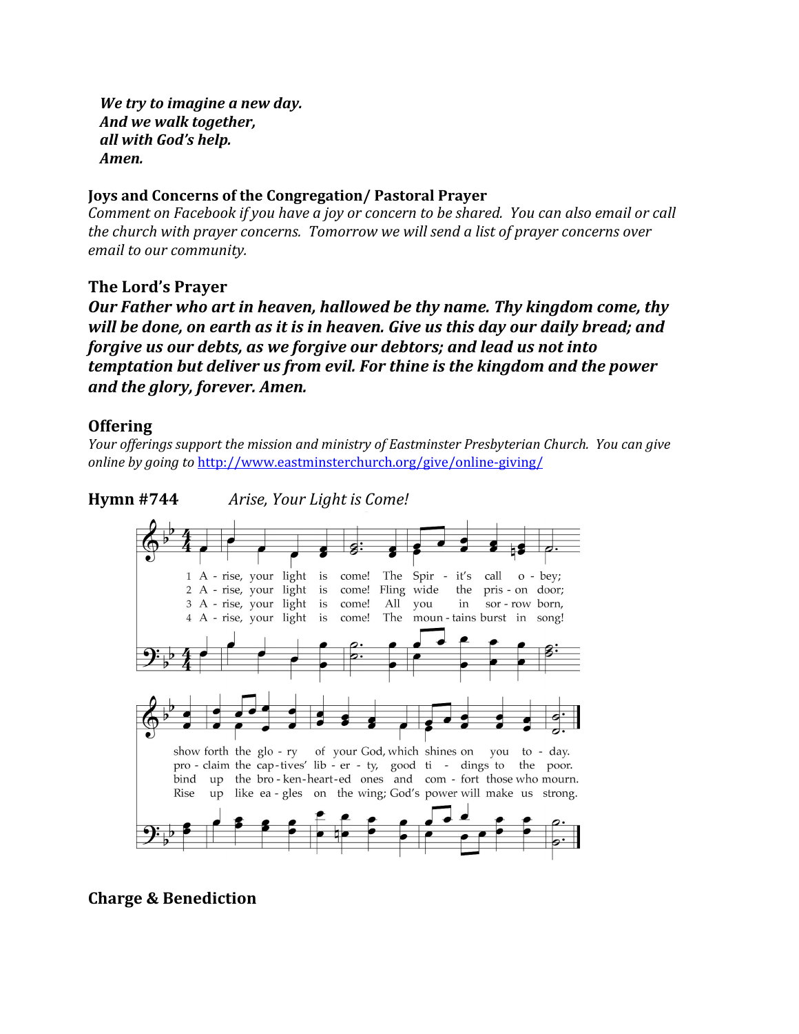*We try to imagine a new day.*
*And we walk together,*
*all with God's help.*
*Amen.*

**Joys and Concerns of the Congregation/ Pastoral Prayer**
*Comment on Facebook if you have a joy or concern to be shared. You can also email or call the church with prayer concerns. Tomorrow we will send a list of prayer concerns over email to our community.*

## The Lord's Prayer

***Our Father who art in heaven, hallowed be thy name. Thy kingdom come, thy will be done, on earth as it is in heaven. Give us this day our daily bread; and forgive us our debts, as we forgive our debtors; and lead us not into temptation but deliver us from evil. For thine is the kingdom and the power and the glory, forever. Amen.***

## Offering

*Your offerings support the mission and ministry of Eastminster Presbyterian Church. You can give online by going to* [http://www.eastminsterchurch.org/give/online-giving/](http://www.eastminsterchurch.org/give/online-giving/)

## Hymn #744 *Arise, Your Light is Come!*

1 A - rise, your light is come! The Spir - it's call o - bey; show forth the glo - ry of your God, which shines on you to - day.

2 A - rise, your light is come! Fling wide the pris - on door; pro - claim the cap - tives' lib - er - ty, good ti - dings to the poor.

3 A - rise, your light is come! All you in sor - row born, bind up the bro - ken - heart - ed ones and com - fort those who mourn.

4 A - rise, your light is come! The moun - tains burst in song! Rise up like ea - gles on the wing; God's power will make us strong.

## Charge & Benediction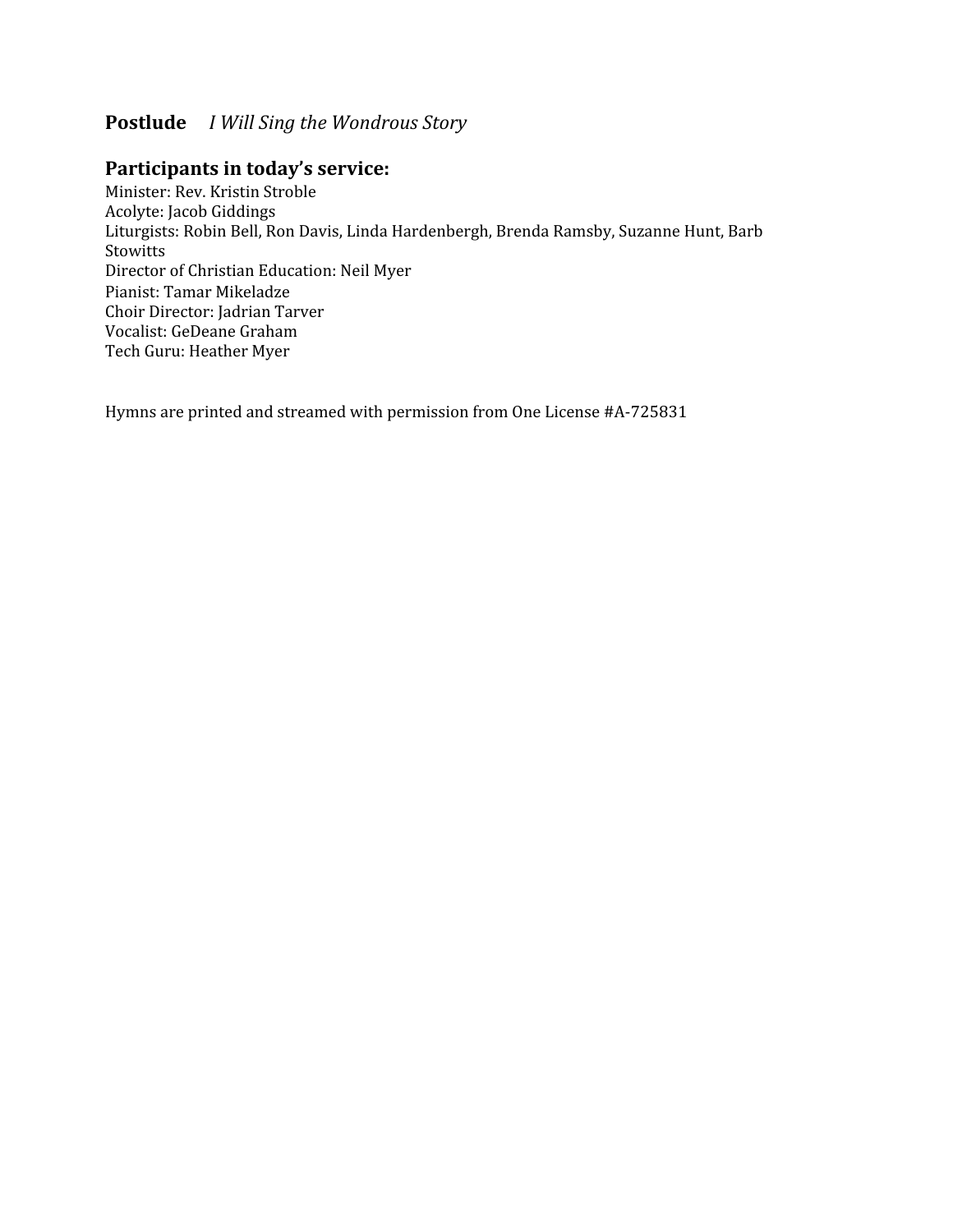**Postlude** *I Will Sing the Wondrous Story*

## Participants in today's service:

Minister: Rev. Kristin Stroble
Acolyte: Jacob Giddings
Liturgists: Robin Bell, Ron Davis, Linda Hardenbergh, Brenda Ramsby, Suzanne Hunt, Barb Stowitts
Director of Christian Education: Neil Myer
Pianist: Tamar Mikeladze
Choir Director: Jadrian Tarver
Vocalist: GeDeane Graham
Tech Guru: Heather Myer

Hymns are printed and streamed with permission from One License #A-725831